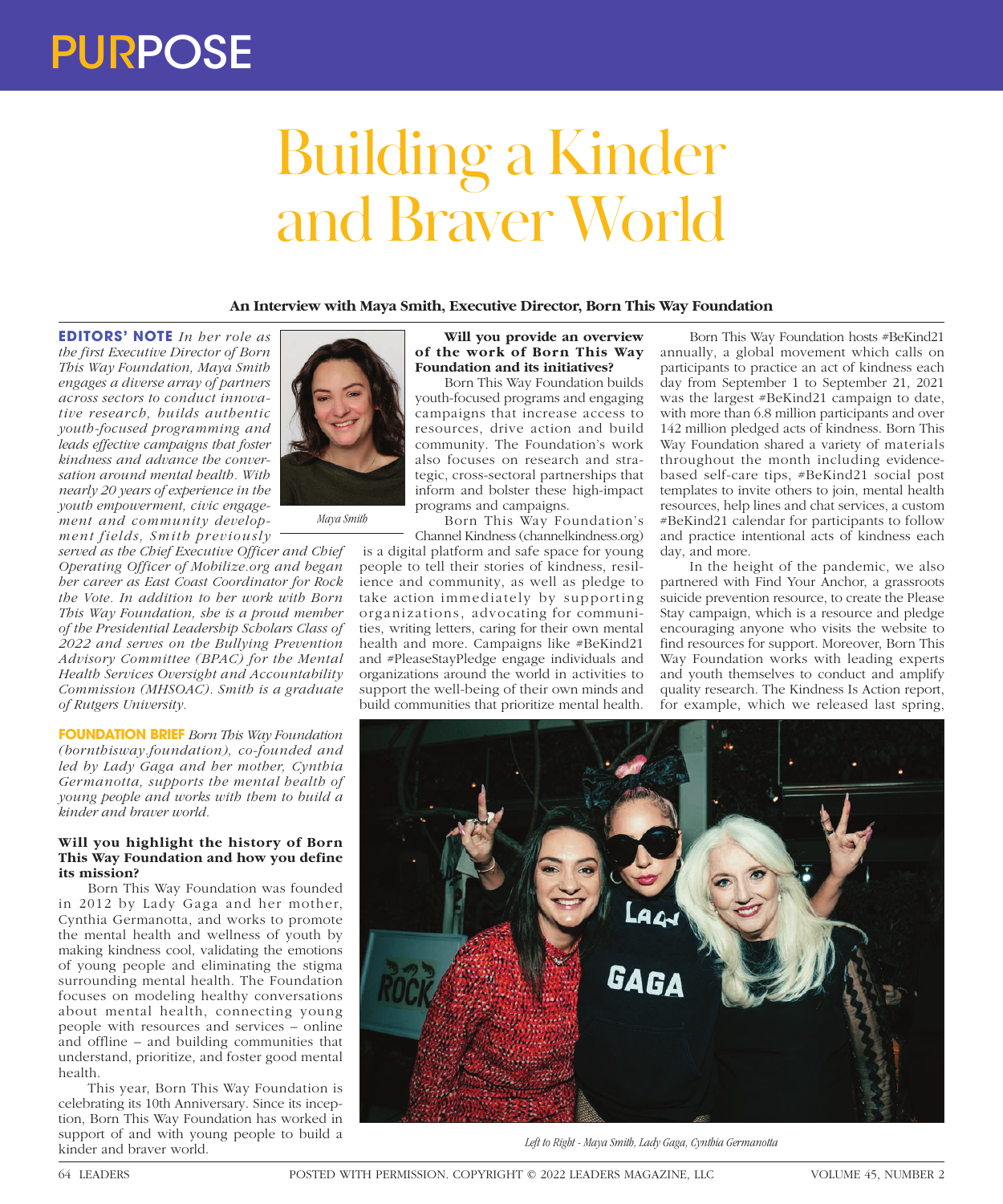# Building a Kinder and Braver World

**An Interview with Maya Smith, Executive Director, Born This Way Foundation**

**EDITORS' NOTE** *In her role as the first Executive Director of Born This Way Foundation, Maya Smith engages a diverse array of partners across sectors to conduct innovative research, builds authentic youth-focused programming and leads effective campaigns that foster kindness and advance the conversation around mental health. With nearly 20 years of experience in the youth empowerment, civic engagement and community development fields, Smith previously served as the Chief Executive Officer and Chief Operating Officer of Mobilize.org and began her career as East Coast Coordinator for Rock the Vote. In addition to her work with Born This Way Foundation, she is a proud member of the Presidential Leadership Scholars Class of 2022 and serves on the Bullying Prevention Advisory Committee (BPAC) for the Mental Health Services Oversight and Accountability Commission (MHSOAC). Smith is a graduate of Rutgers University.*

*Maya Smith*

**FOUNDATION BRIEF** *Born This Way Foundation (bornthisway.foundation), co-founded and led by Lady Gaga and her mother, Cynthia Germanotta, supports the mental health of young people and works with them to build a kinder and braver world.*

**Will you highlight the history of Born This Way Foundation and how you define its mission?**

Born This Way Foundation was founded in 2012 by Lady Gaga and her mother, Cynthia Germanotta, and works to promote the mental health and wellness of youth by making kindness cool, validating the emotions of young people and eliminating the stigma surrounding mental health. The Foundation focuses on modeling healthy conversations about mental health, connecting young people with resources and services – online and offline – and building communities that understand, prioritize, and foster good mental health.

This year, Born This Way Foundation is celebrating its 10th Anniversary. Since its inception, Born This Way Foundation has worked in support of and with young people to build a kinder and braver world.

**Will you provide an overview of the work of Born This Way Foundation and its initiatives?**

Born This Way Foundation builds youth-focused programs and engaging campaigns that increase access to resources, drive action and build community. The Foundation's work also focuses on research and strategic, cross-sectoral partnerships that inform and bolster these high-impact programs and campaigns.

Born This Way Foundation's Channel Kindness (channelkindness.org) is a digital platform and safe space for young people to tell their stories of kindness, resilience and community, as well as pledge to take action immediately by supporting organizations, advocating for communities, writing letters, caring for their own mental health and more. Campaigns like #BeKind21 and #PleaseStayPledge engage individuals and organizations around the world in activities to support the well-being of their own minds and build communities that prioritize mental health.

Born This Way Foundation hosts #BeKind21 annually, a global movement which calls on participants to practice an act of kindness each day from September 1 to September 21, 2021 was the largest #BeKind21 campaign to date, with more than 6.8 million participants and over 142 million pledged acts of kindness. Born This Way Foundation shared a variety of materials throughout the month including evidence-based self-care tips, #BeKind21 social post templates to invite others to join, mental health resources, help lines and chat services, a custom #BeKind21 calendar for participants to follow and practice intentional acts of kindness each day, and more.

In the height of the pandemic, we also partnered with Find Your Anchor, a grassroots suicide prevention resource, to create the Please Stay campaign, which is a resource and pledge encouraging anyone who visits the website to find resources for support. Moreover, Born This Way Foundation works with leading experts and youth themselves to conduct and amplify quality research. The Kindness Is Action report, for example, which we released last spring,

*Left to Right - Maya Smith, Lady Gaga, Cynthia Germanotta*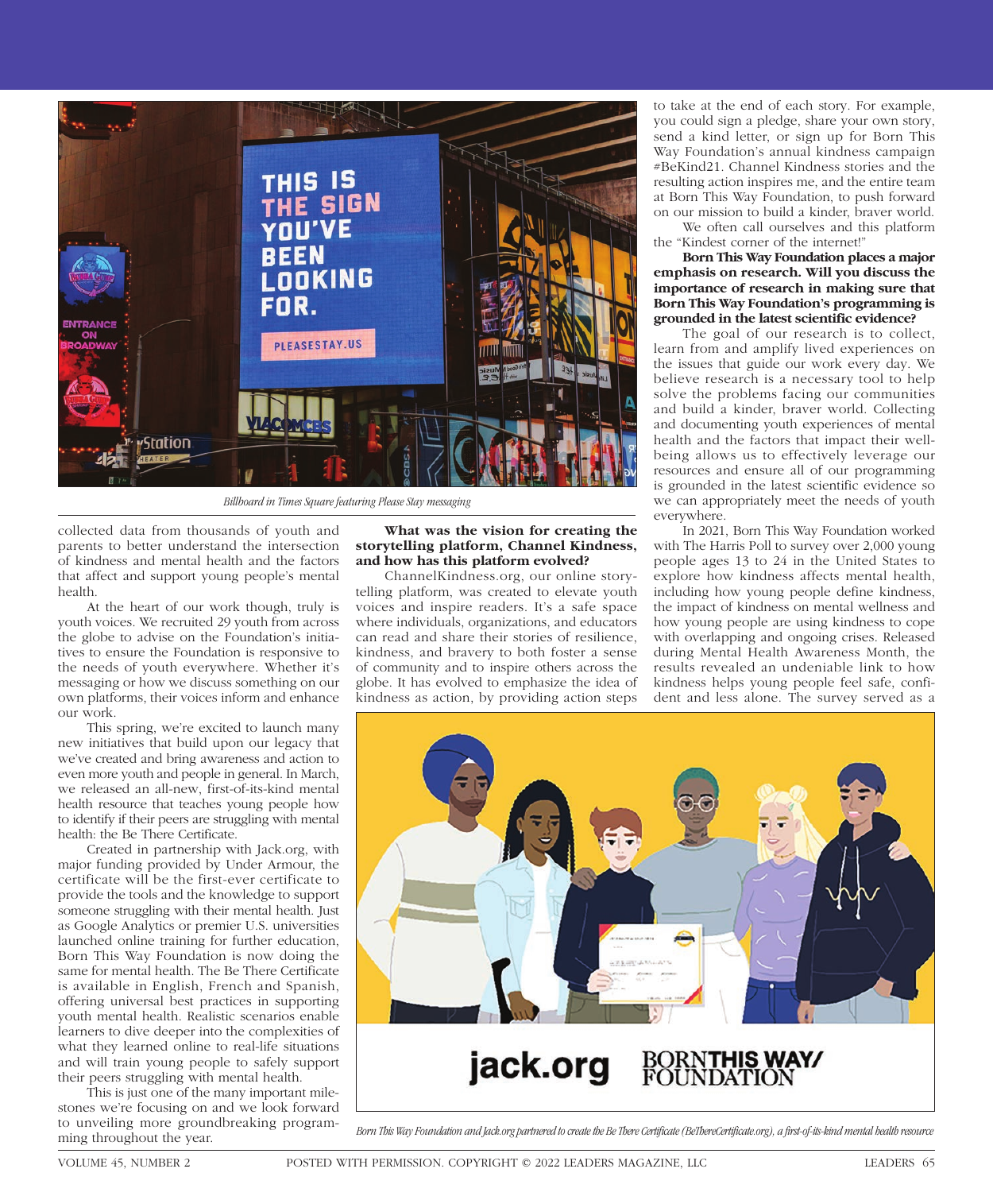Billboard in Times Square featuring Please Stay messaging

collected data from thousands of youth and parents to better understand the intersection of kindness and mental health and the factors that affect and support young people's mental health.

At the heart of our work though, truly is youth voices. We recruited 29 youth from across the globe to advise on the Foundation's initiatives to ensure the Foundation is responsive to the needs of youth everywhere. Whether it's messaging or how we discuss something on our own platforms, their voices inform and enhance our work.

This spring, we're excited to launch many new initiatives that build upon our legacy that we've created and bring awareness and action to even more youth and people in general. In March, we released an all-new, first-of-its-kind mental health resource that teaches young people how to identify if their peers are struggling with mental health: the Be There Certificate.

Created in partnership with Jack.org, with major funding provided by Under Armour, the certificate will be the first-ever certificate to provide the tools and the knowledge to support someone struggling with their mental health. Just as Google Analytics or premier U.S. universities launched online training for further education, Born This Way Foundation is now doing the same for mental health. The Be There Certificate is available in English, French and Spanish, offering universal best practices in supporting youth mental health. Realistic scenarios enable learners to dive deeper into the complexities of what they learned online to real-life situations and will train young people to safely support their peers struggling with mental health.

This is just one of the many important milestones we're focusing on and we look forward to unveiling more groundbreaking programming throughout the year.

**What was the vision for creating the storytelling platform, Channel Kindness, and how has this platform evolved?**

ChannelKindness.org, our online storytelling platform, was created to elevate youth voices and inspire readers. It's a safe space where individuals, organizations, and educators can read and share their stories of resilience, kindness, and bravery to both foster a sense of community and to inspire others across the globe. It has evolved to emphasize the idea of kindness as action, by providing action steps to take at the end of each story. For example, you could sign a pledge, share your own story, send a kind letter, or sign up for Born This Way Foundation's annual kindness campaign #BeKind21. Channel Kindness stories and the resulting action inspires me, and the entire team at Born This Way Foundation, to push forward on our mission to build a kinder, braver world.

We often call ourselves and this platform the "Kindest corner of the internet!"

**Born This Way Foundation places a major emphasis on research. Will you discuss the importance of research in making sure that Born This Way Foundation's programming is grounded in the latest scientific evidence?**

The goal of our research is to collect, learn from and amplify lived experiences on the issues that guide our work every day. We believe research is a necessary tool to help solve the problems facing our communities and build a kinder, braver world. Collecting and documenting youth experiences of mental health and the factors that impact their well-being allows us to effectively leverage our resources and ensure all of our programming is grounded in the latest scientific evidence so we can appropriately meet the needs of youth everywhere.

In 2021, Born This Way Foundation worked with The Harris Poll to survey over 2,000 young people ages 13 to 24 in the United States to explore how kindness affects mental health, including how young people define kindness, the impact of kindness on mental wellness and how young people are using kindness to cope with overlapping and ongoing crises. Released during Mental Health Awareness Month, the results revealed an undeniable link to how kindness helps young people feel safe, confident and less alone. The survey served as a

*Born This Way Foundation and Jack.org partnered to create the Be There Certificate (BeThereCertificate.org), a first-of-its-kind mental health resource*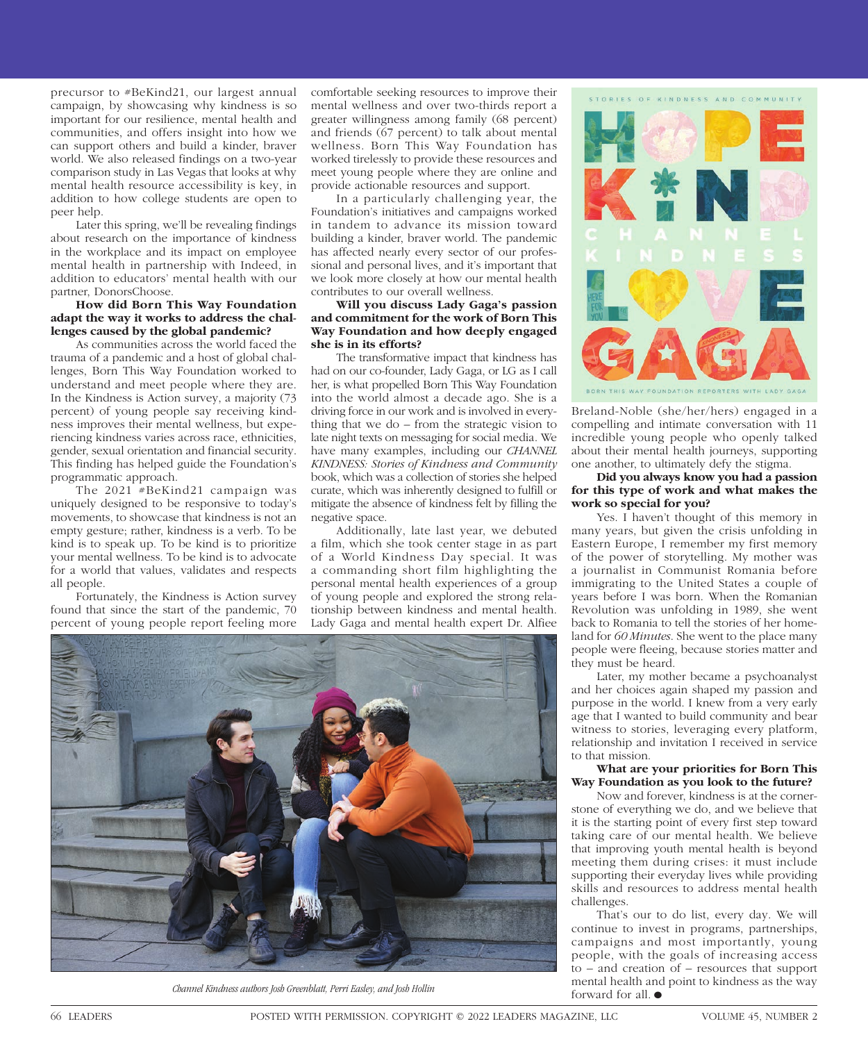precursor to #BeKind21, our largest annual campaign, by showcasing why kindness is so important for our resilience, mental health and communities, and offers insight into how we can support others and build a kinder, braver world. We also released findings on a two-year comparison study in Las Vegas that looks at why mental health resource accessibility is key, in addition to how college students are open to peer help.

Later this spring, we'll be revealing findings about research on the importance of kindness in the workplace and its impact on employee mental health in partnership with Indeed, in addition to educators' mental health with our partner, DonorsChoose.

**How did Born This Way Foundation adapt the way it works to address the challenges caused by the global pandemic?**

As communities across the world faced the trauma of a pandemic and a host of global challenges, Born This Way Foundation worked to understand and meet people where they are. In the Kindness is Action survey, a majority (73 percent) of young people say receiving kindness improves their mental wellness, but experiencing kindness varies across race, ethnicities, gender, sexual orientation and financial security. This finding has helped guide the Foundation's programmatic approach.

The 2021 #BeKind21 campaign was uniquely designed to be responsive to today's movements, to showcase that kindness is not an empty gesture; rather, kindness is a verb. To be kind is to speak up. To be kind is to prioritize your mental wellness. To be kind is to advocate for a world that values, validates and respects all people.

Fortunately, the Kindness is Action survey found that since the start of the pandemic, 70 percent of young people report feeling more comfortable seeking resources to improve their mental wellness and over two-thirds report a greater willingness among family (68 percent) and friends (67 percent) to talk about mental wellness. Born This Way Foundation has worked tirelessly to provide these resources and meet young people where they are online and provide actionable resources and support.

In a particularly challenging year, the Foundation's initiatives and campaigns worked in tandem to advance its mission toward building a kinder, braver world. The pandemic has affected nearly every sector of our professional and personal lives, and it's important that we look more closely at how our mental health contributes to our overall wellness.

**Will you discuss Lady Gaga's passion and commitment for the work of Born This Way Foundation and how deeply engaged she is in its efforts?**

The transformative impact that kindness has had on our co-founder, Lady Gaga, or LG as I call her, is what propelled Born This Way Foundation into the world almost a decade ago. She is a driving force in our work and is involved in everything that we do – from the strategic vision to late night texts on messaging for social media. We have many examples, including our *CHANNEL KINDNESS: Stories of Kindness and Community* book, which was a collection of stories she helped curate, which was inherently designed to fulfill or mitigate the absence of kindness felt by filling the negative space.

Additionally, late last year, we debuted a film, which she took center stage in as part of a World Kindness Day special. It was a commanding short film highlighting the personal mental health experiences of a group of young people and explored the strong relationship between kindness and mental health. Lady Gaga and mental health expert Dr. Alfiee Breland-Noble (she/her/hers) engaged in a compelling and intimate conversation with 11 incredible young people who openly talked about their mental health journeys, supporting one another, to ultimately defy the stigma.

*Channel Kindness authors Josh Greenblatt, Perri Easley, and Josh Hollin*

**Did you always know you had a passion for this type of work and what makes the work so special for you?**

Yes. I haven't thought of this memory in many years, but given the crisis unfolding in Eastern Europe, I remember my first memory of the power of storytelling. My mother was a journalist in Communist Romania before immigrating to the United States a couple of years before I was born. When the Romanian Revolution was unfolding in 1989, she went back to Romania to tell the stories of her homeland for *60 Minutes*. She went to the place many people were fleeing, because stories matter and they must be heard.

Later, my mother became a psychoanalyst and her choices again shaped my passion and purpose in the world. I knew from a very early age that I wanted to build community and bear witness to stories, leveraging every platform, relationship and invitation I received in service to that mission.

**What are your priorities for Born This Way Foundation as you look to the future?**

Now and forever, kindness is at the cornerstone of everything we do, and we believe that it is the starting point of every first step toward taking care of our mental health. We believe that improving youth mental health is beyond meeting them during crises: it must include supporting their everyday lives while providing skills and resources to address mental health challenges.

That's our to do list, every day. We will continue to invest in programs, partnerships, campaigns and most importantly, young people, with the goals of increasing access to – and creation of – resources that support mental health and point to kindness as the way forward for all. ●